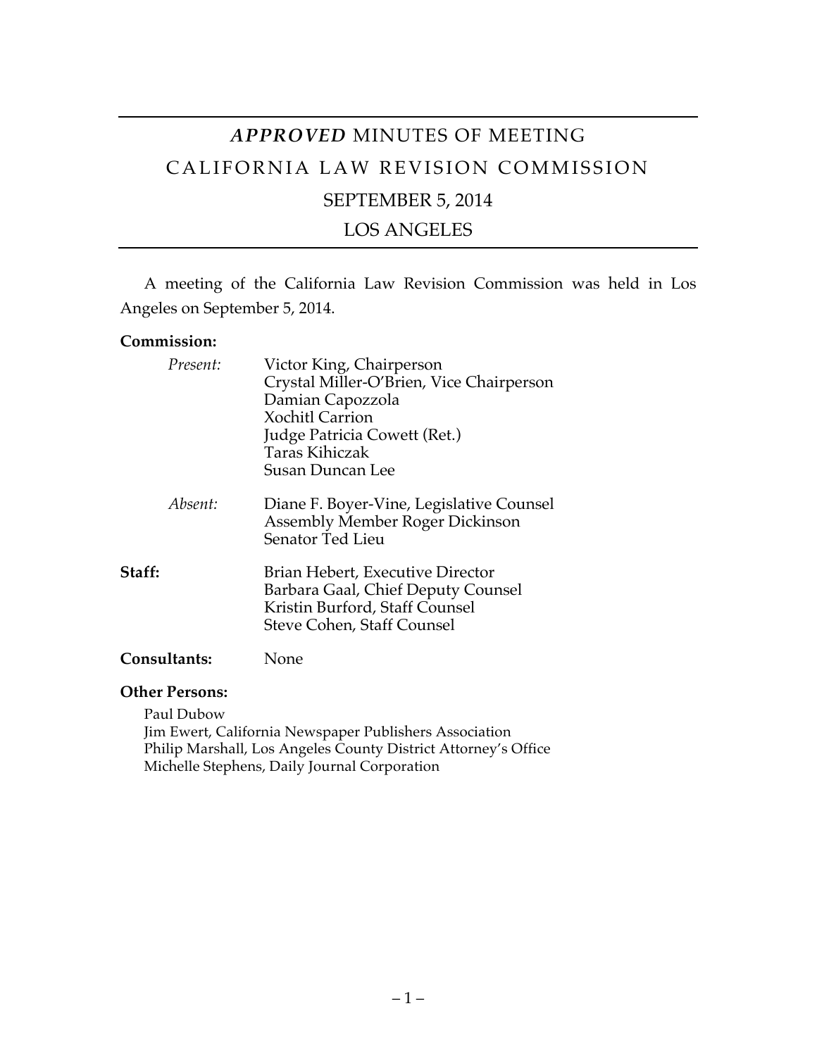# *APPROVED* MINUTES OF MEETING

# CALIFORNIA LAW REVISION COMMISSION

## SEPTEMBER 5, 2014

## LOS ANGELES

A meeting of the California Law Revision Commission was held in Los Angeles on September 5, 2014.

**Commission:**

*Present:*
Victor King, Chairperson
Crystal Miller-O'Brien, Vice Chairperson
Damian Capozzola
Xochitl Carrion
Judge Patricia Cowett (Ret.)
Taras Kihiczak
Susan Duncan Lee

*Absent:*
Diane F. Boyer-Vine, Legislative Counsel
Assembly Member Roger Dickinson
Senator Ted Lieu

**Staff:**
Brian Hebert, Executive Director
Barbara Gaal, Chief Deputy Counsel
Kristin Burford, Staff Counsel
Steve Cohen, Staff Counsel

**Consultants:** None

**Other Persons:**

Paul Dubow
Jim Ewert, California Newspaper Publishers Association
Philip Marshall, Los Angeles County District Attorney's Office
Michelle Stephens, Daily Journal Corporation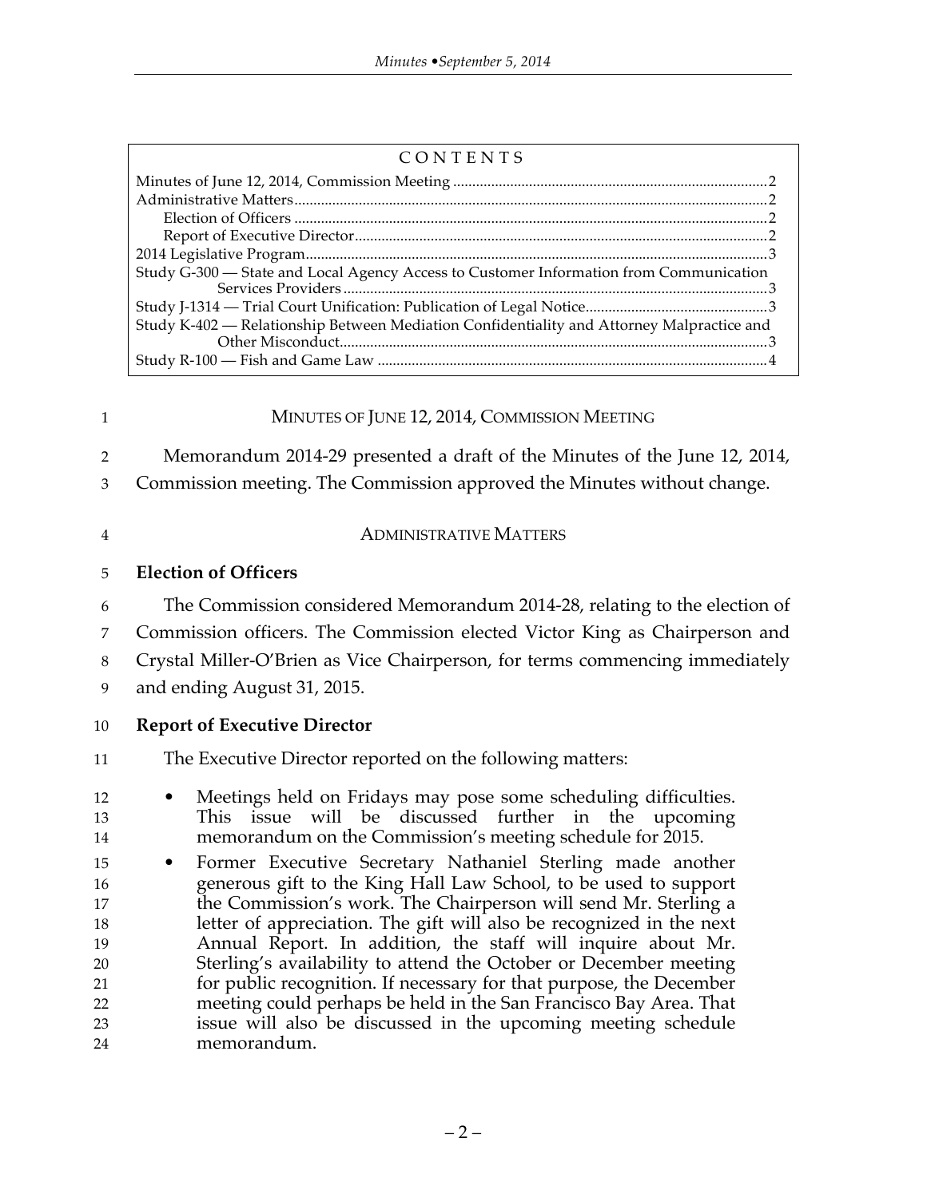CONTENTS

- Minutes of June 12, 2014, Commission Meeting .......... 2
- Administrative Matters .......... 2
  - Election of Officers .......... 2
  - Report of Executive Director .......... 2
- 2014 Legislative Program .......... 3
- Study G-300 — State and Local Agency Access to Customer Information from Communication Services Providers .......... 3
- Study J-1314 — Trial Court Unification: Publication of Legal Notice .......... 3
- Study K-402 — Relationship Between Mediation Confidentiality and Attorney Malpractice and Other Misconduct .......... 3
- Study R-100 — Fish and Game Law .......... 4

## MINUTES OF JUNE 12, 2014, COMMISSION MEETING

Memorandum 2014-29 presented a draft of the Minutes of the June 12, 2014, Commission meeting. The Commission approved the Minutes without change.

## ADMINISTRATIVE MATTERS

### Election of Officers

The Commission considered Memorandum 2014-28, relating to the election of Commission officers. The Commission elected Victor King as Chairperson and Crystal Miller-O'Brien as Vice Chairperson, for terms commencing immediately and ending August 31, 2015.

### Report of Executive Director

The Executive Director reported on the following matters:

- Meetings held on Fridays may pose some scheduling difficulties. This issue will be discussed further in the upcoming memorandum on the Commission's meeting schedule for 2015.
- Former Executive Secretary Nathaniel Sterling made another generous gift to the King Hall Law School, to be used to support the Commission's work. The Chairperson will send Mr. Sterling a letter of appreciation. The gift will also be recognized in the next Annual Report. In addition, the staff will inquire about Mr. Sterling's availability to attend the October or December meeting for public recognition. If necessary for that purpose, the December meeting could perhaps be held in the San Francisco Bay Area. That issue will also be discussed in the upcoming meeting schedule memorandum.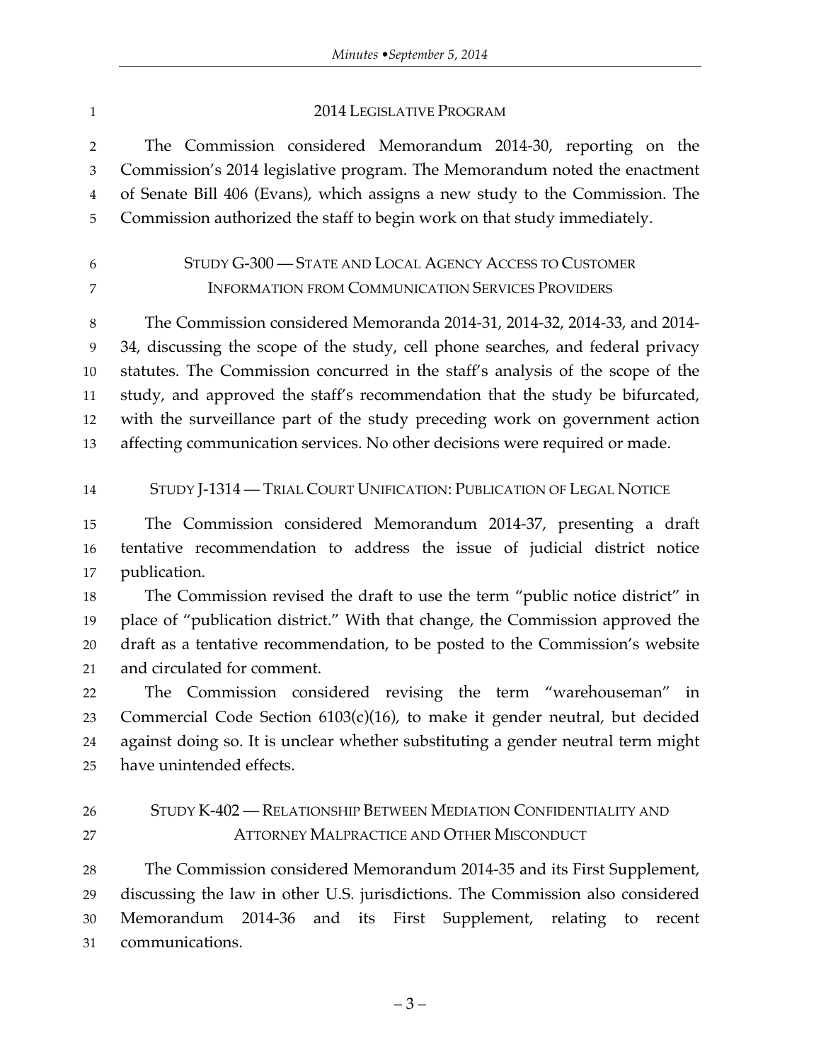## 2014 LEGISLATIVE PROGRAM

The Commission considered Memorandum 2014-30, reporting on the Commission's 2014 legislative program. The Memorandum noted the enactment of Senate Bill 406 (Evans), which assigns a new study to the Commission. The Commission authorized the staff to begin work on that study immediately.

## STUDY G-300 — STATE AND LOCAL AGENCY ACCESS TO CUSTOMER INFORMATION FROM COMMUNICATION SERVICES PROVIDERS

The Commission considered Memoranda 2014-31, 2014-32, 2014-33, and 2014-34, discussing the scope of the study, cell phone searches, and federal privacy statutes. The Commission concurred in the staff's analysis of the scope of the study, and approved the staff's recommendation that the study be bifurcated, with the surveillance part of the study preceding work on government action affecting communication services. No other decisions were required or made.

## STUDY J-1314 — TRIAL COURT UNIFICATION: PUBLICATION OF LEGAL NOTICE

The Commission considered Memorandum 2014-37, presenting a draft tentative recommendation to address the issue of judicial district notice publication.

The Commission revised the draft to use the term "public notice district" in place of "publication district." With that change, the Commission approved the draft as a tentative recommendation, to be posted to the Commission's website and circulated for comment.

The Commission considered revising the term "warehouseman" in Commercial Code Section 6103(c)(16), to make it gender neutral, but decided against doing so. It is unclear whether substituting a gender neutral term might have unintended effects.

## STUDY K-402 — RELATIONSHIP BETWEEN MEDIATION CONFIDENTIALITY AND ATTORNEY MALPRACTICE AND OTHER MISCONDUCT

The Commission considered Memorandum 2014-35 and its First Supplement, discussing the law in other U.S. jurisdictions. The Commission also considered Memorandum 2014-36 and its First Supplement, relating to recent communications.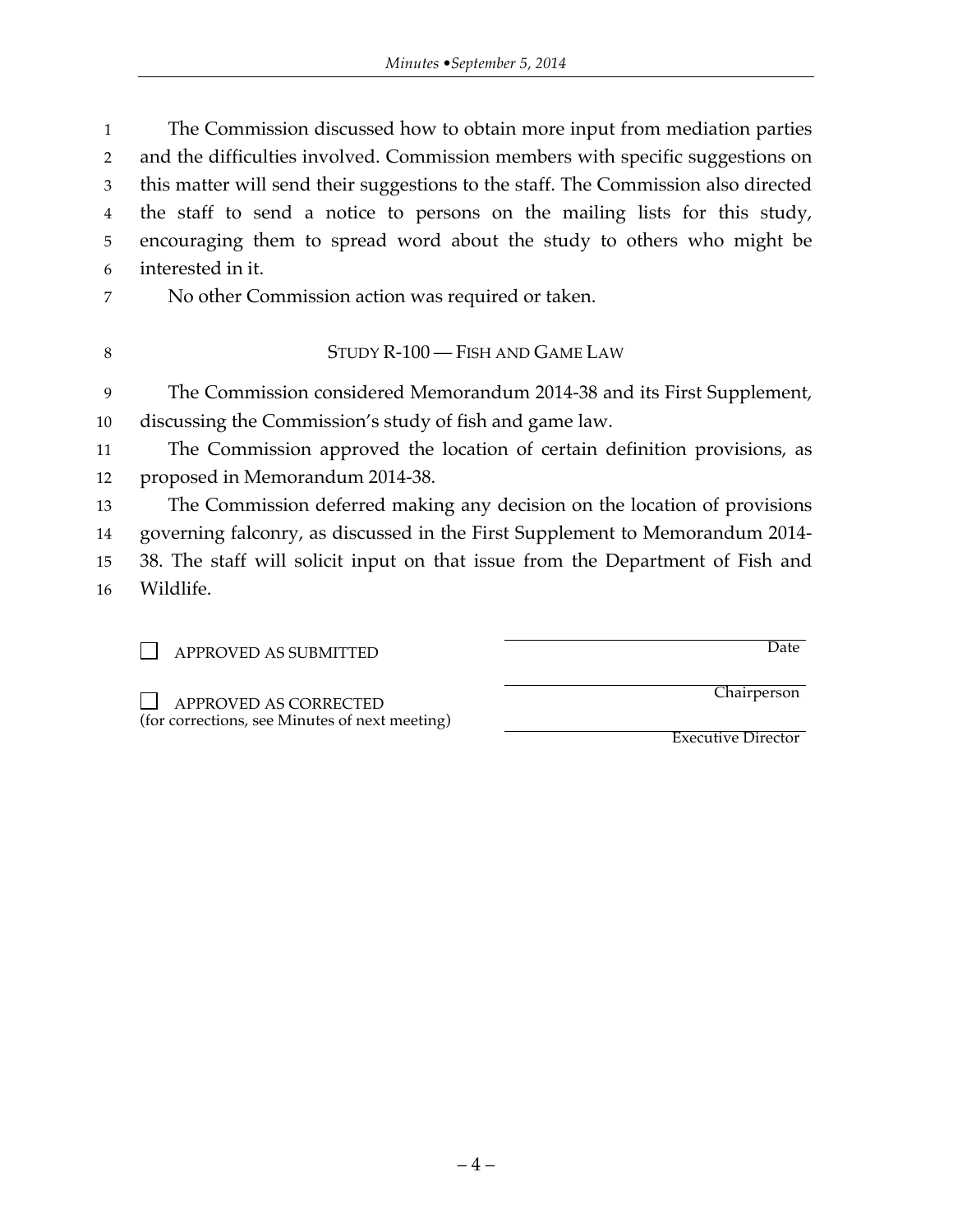The Commission discussed how to obtain more input from mediation parties and the difficulties involved. Commission members with specific suggestions on this matter will send their suggestions to the staff. The Commission also directed the staff to send a notice to persons on the mailing lists for this study, encouraging them to spread word about the study to others who might be interested in it.

No other Commission action was required or taken.

## STUDY R-100 — FISH AND GAME LAW

The Commission considered Memorandum 2014-38 and its First Supplement, discussing the Commission's study of fish and game law.

The Commission approved the location of certain definition provisions, as proposed in Memorandum 2014-38.

The Commission deferred making any decision on the location of provisions governing falconry, as discussed in the First Supplement to Memorandum 2014-38. The staff will solicit input on that issue from the Department of Fish and Wildlife.

☐ APPROVED AS SUBMITTED

☐ APPROVED AS CORRECTED
(for corrections, see Minutes of next meeting)

Date

Chairperson

Executive Director